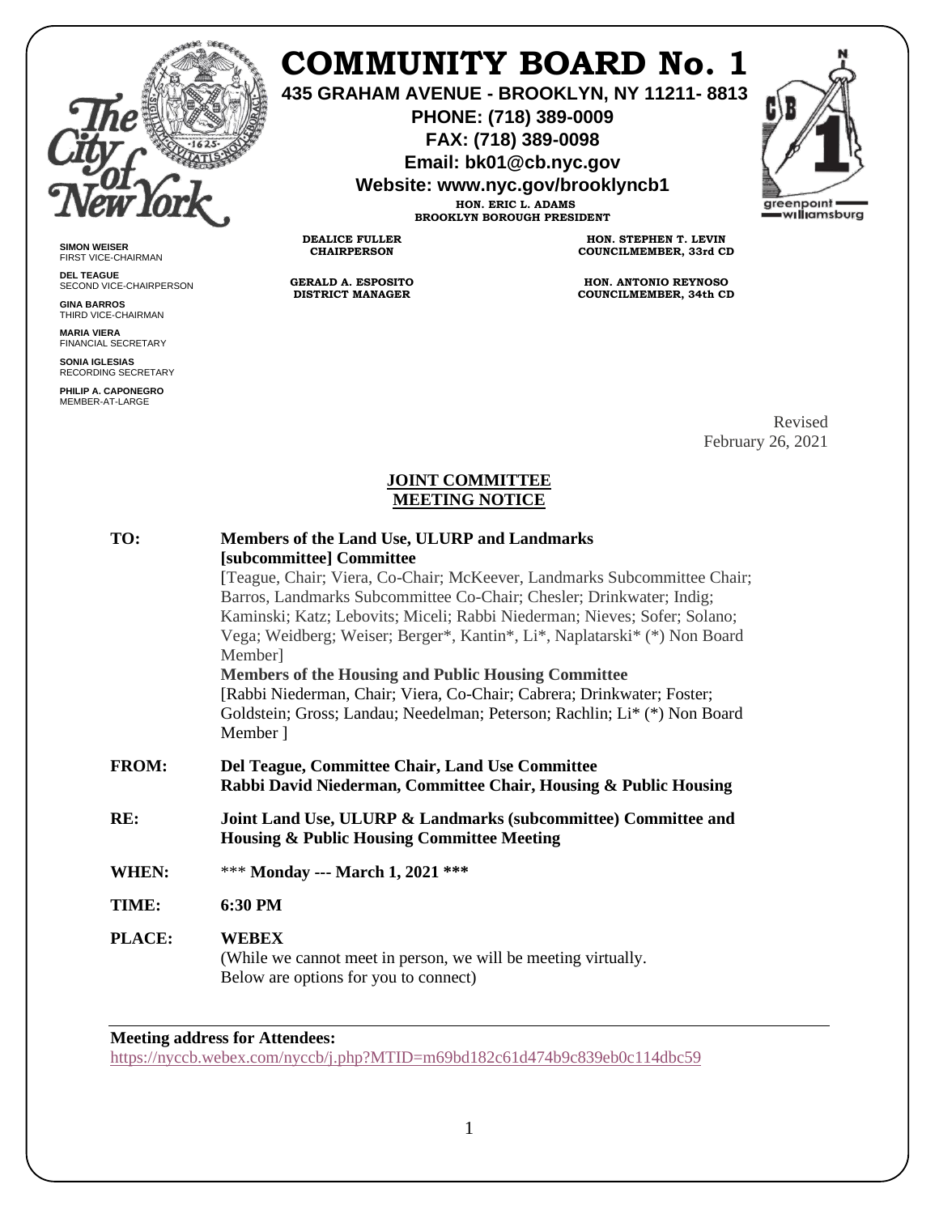# COMMUNITY BOARD No. 1

**435 GRAHAM AVENUE - BROOKLYN, NY 11211- 8813**
**PHONE: (718) 389-0009**
**FAX: (718) 389-0098**
**Email: bk01@cb.nyc.gov**
**Website: www.nyc.gov/brooklyncb1**

**HON. ERIC L. ADAMS**
**BROOKLYN BOROUGH PRESIDENT**

**DEALICE FULLER**
**CHAIRPERSON**

**HON. STEPHEN T. LEVIN**
**COUNCILMEMBER, 33rd CD**

**GERALD A. ESPOSITO**
**DISTRICT MANAGER**

**HON. ANTONIO REYNOSO**
**COUNCILMEMBER, 34th CD**

**SIMON WEISER**
FIRST VICE-CHAIRMAN

**DEL TEAGUE**
SECOND VICE-CHAIRPERSON

**GINA BARROS**
THIRD VICE-CHAIRMAN

**MARIA VIERA**
FINANCIAL SECRETARY

**SONIA IGLESIAS**
RECORDING SECRETARY

**PHILIP A. CAPONEGRO**
MEMBER-AT-LARGE

Revised
February 26, 2021

**JOINT COMMITTEE**
**MEETING NOTICE**

**TO:** **Members of the Land Use, ULURP and Landmarks [subcommittee] Committee**
[Teague, Chair; Viera, Co-Chair; McKeever, Landmarks Subcommittee Chair; Barros, Landmarks Subcommittee Co-Chair; Chesler; Drinkwater; Indig; Kaminski; Katz; Lebovits; Miceli; Rabbi Niederman; Nieves; Sofer; Solano; Vega; Weidberg; Weiser; Berger*, Kantin*, Li*, Naplatarski* (*) Non Board Member]
**Members of the Housing and Public Housing Committee**
[Rabbi Niederman, Chair; Viera, Co-Chair; Cabrera; Drinkwater; Foster; Goldstein; Gross; Landau; Needelman; Peterson; Rachlin; Li* (*) Non Board Member ]

**FROM:** **Del Teague, Committee Chair, Land Use Committee**
**Rabbi David Niederman, Committee Chair, Housing & Public Housing**

**RE:** **Joint Land Use, ULURP & Landmarks (subcommittee) Committee and Housing & Public Housing Committee Meeting**

**WHEN:** *** **Monday --- March 1, 2021** ***

**TIME:** **6:30 PM**

**PLACE:** **WEBEX**
(While we cannot meet in person, we will be meeting virtually. Below are options for you to connect)

---

**Meeting address for Attendees:**
https://nyccb.webex.com/nyccb/j.php?MTID=m69bd182c61d474b9c839eb0c114dbc59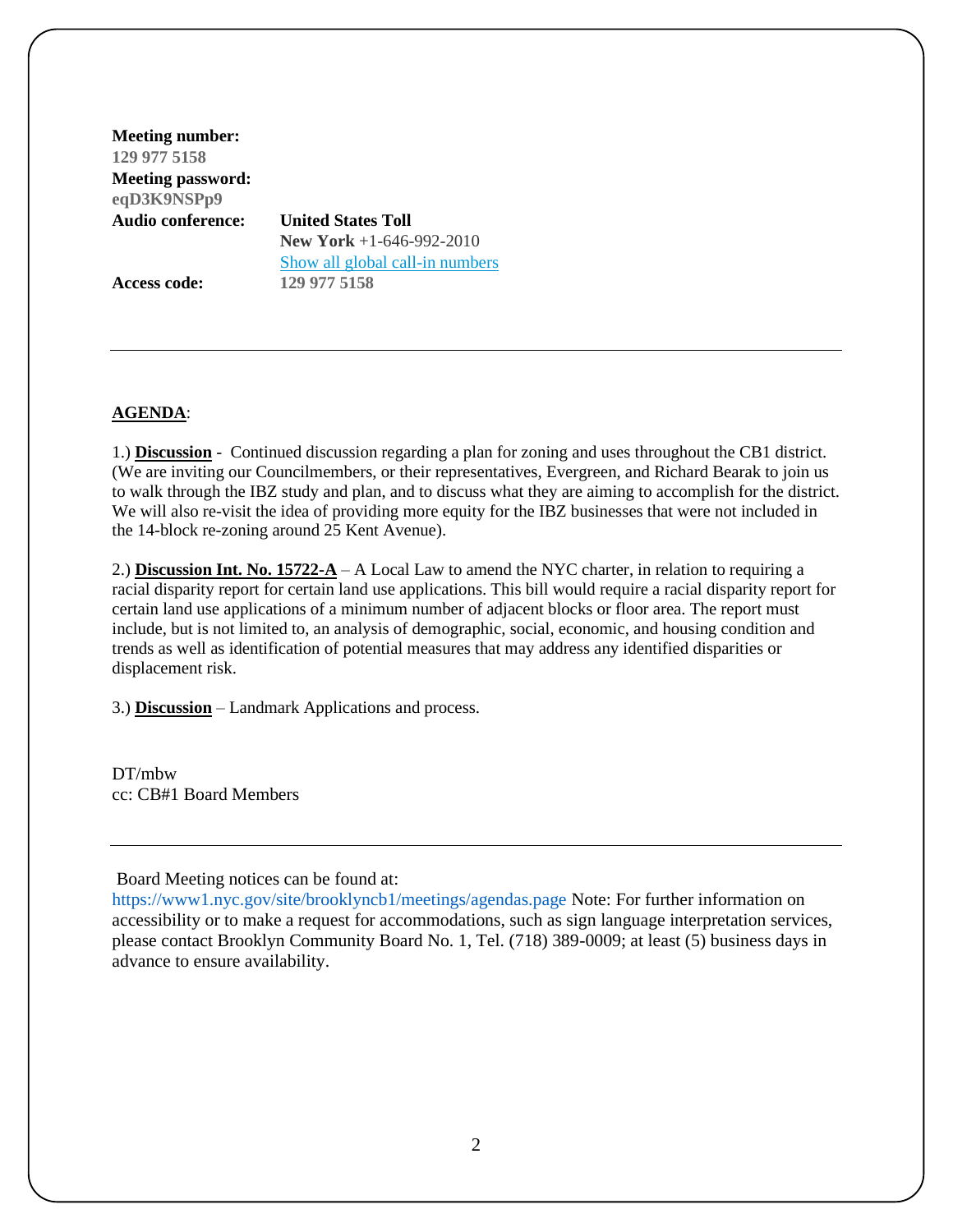**Meeting number:**
**129 977 5158**
**Meeting password:**
**eqD3K9NSPp9**

**Audio conference:** **United States Toll**
**New York** +1-646-992-2010
Show all global call-in numbers

**Access code:** **129 977 5158**

---

**AGENDA**:

1.) **Discussion** - Continued discussion regarding a plan for zoning and uses throughout the CB1 district. (We are inviting our Councilmembers, or their representatives, Evergreen, and Richard Bearak to join us to walk through the IBZ study and plan, and to discuss what they are aiming to accomplish for the district. We will also re-visit the idea of providing more equity for the IBZ businesses that were not included in the 14-block re-zoning around 25 Kent Avenue).

2.) **Discussion Int. No. 15722-A** – A Local Law to amend the NYC charter, in relation to requiring a racial disparity report for certain land use applications. This bill would require a racial disparity report for certain land use applications of a minimum number of adjacent blocks or floor area. The report must include, but is not limited to, an analysis of demographic, social, economic, and housing condition and trends as well as identification of potential measures that may address any identified disparities or displacement risk.

3.) **Discussion** – Landmark Applications and process.

DT/mbw
cc: CB#1 Board Members

---

Board Meeting notices can be found at:
https://www1.nyc.gov/site/brooklyncb1/meetings/agendas.page Note: For further information on accessibility or to make a request for accommodations, such as sign language interpretation services, please contact Brooklyn Community Board No. 1, Tel. (718) 389-0009; at least (5) business days in advance to ensure availability.